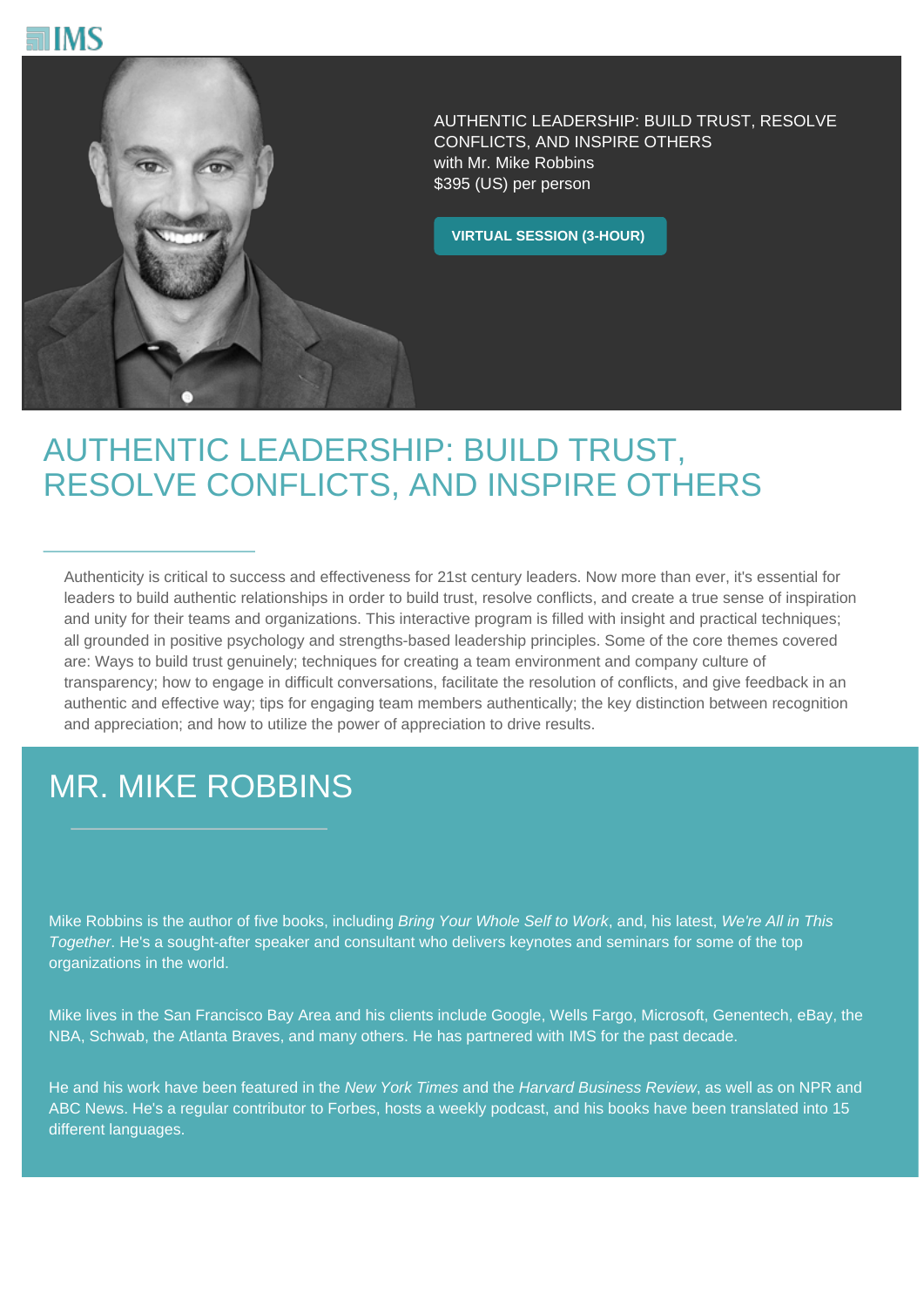IMS

AUTHENTIC LEADERSHIP: BUILD TRUST, RESOLVE CONFLICTS, AND INSPIRE OTHERS
with Mr. Mike Robbins
$395 (US) per person

**VIRTUAL SESSION (3-HOUR)**

# AUTHENTIC LEADERSHIP: BUILD TRUST, RESOLVE CONFLICTS, AND INSPIRE OTHERS

Authenticity is critical to success and effectiveness for 21st century leaders. Now more than ever, it's essential for leaders to build authentic relationships in order to build trust, resolve conflicts, and create a true sense of inspiration and unity for their teams and organizations. This interactive program is filled with insight and practical techniques; all grounded in positive psychology and strengths-based leadership principles. Some of the core themes covered are: Ways to build trust genuinely; techniques for creating a team environment and company culture of transparency; how to engage in difficult conversations, facilitate the resolution of conflicts, and give feedback in an authentic and effective way; tips for engaging team members authentically; the key distinction between recognition and appreciation; and how to utilize the power of appreciation to drive results.

## MR. MIKE ROBBINS

Mike Robbins is the author of five books, including *Bring Your Whole Self to Work*, and, his latest, *We're All in This Together*. He's a sought-after speaker and consultant who delivers keynotes and seminars for some of the top organizations in the world.

Mike lives in the San Francisco Bay Area and his clients include Google, Wells Fargo, Microsoft, Genentech, eBay, the NBA, Schwab, the Atlanta Braves, and many others. He has partnered with IMS for the past decade.

He and his work have been featured in the *New York Times* and the *Harvard Business Review*, as well as on NPR and ABC News. He's a regular contributor to Forbes, hosts a weekly podcast, and his books have been translated into 15 different languages.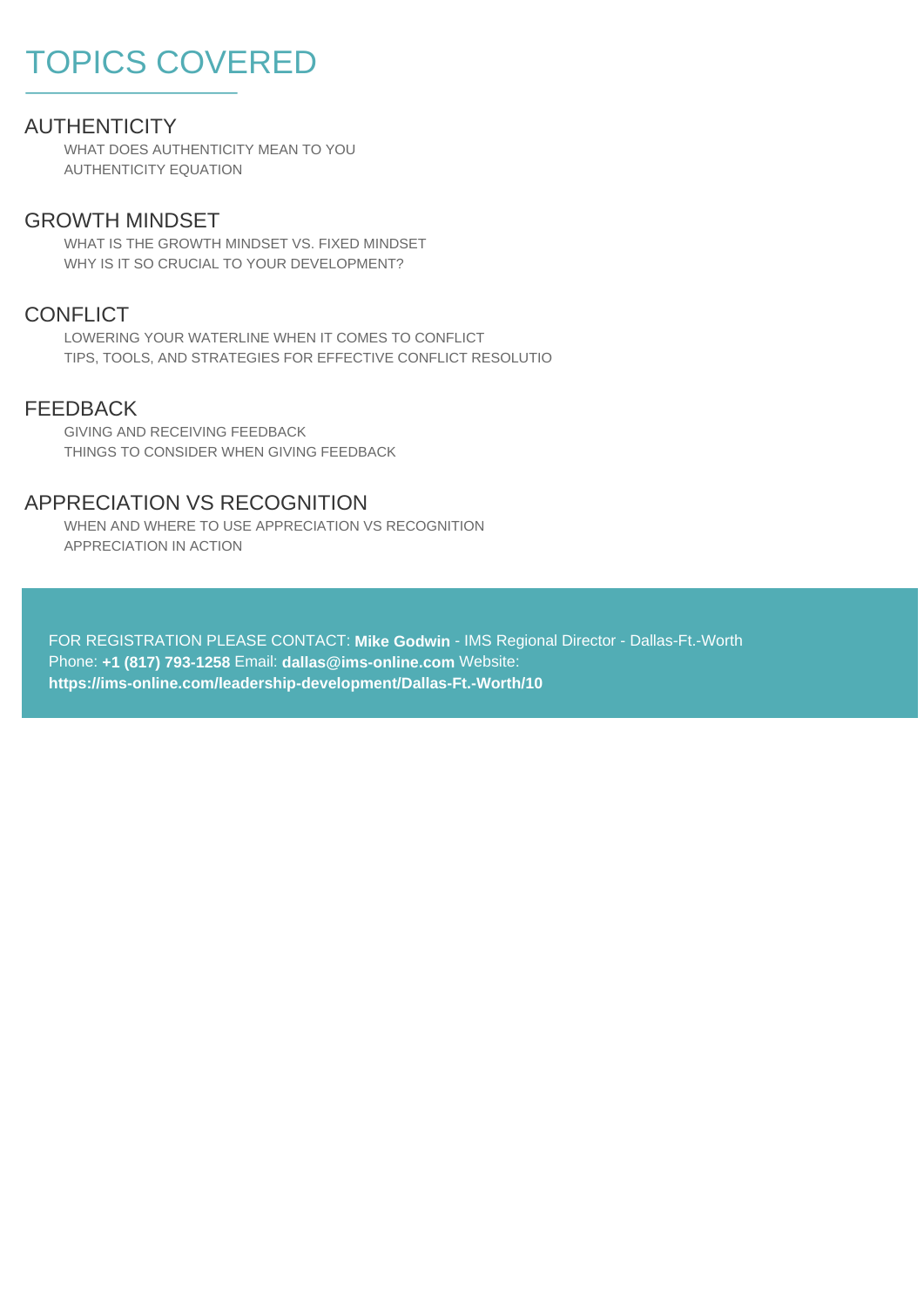# TOPICS COVERED

## AUTHENTICITY

- WHAT DOES AUTHENTICITY MEAN TO YOU
- AUTHENTICITY EQUATION

## GROWTH MINDSET

- WHAT IS THE GROWTH MINDSET VS. FIXED MINDSET
- WHY IS IT SO CRUCIAL TO YOUR DEVELOPMENT?

## CONFLICT

- LOWERING YOUR WATERLINE WHEN IT COMES TO CONFLICT
- TIPS, TOOLS, AND STRATEGIES FOR EFFECTIVE CONFLICT RESOLUTIO

## FEEDBACK

- GIVING AND RECEIVING FEEDBACK
- THINGS TO CONSIDER WHEN GIVING FEEDBACK

## APPRECIATION VS RECOGNITION

- WHEN AND WHERE TO USE APPRECIATION VS RECOGNITION
- APPRECIATION IN ACTION

FOR REGISTRATION PLEASE CONTACT: **Mike Godwin** - IMS Regional Director - Dallas-Ft.-Worth
Phone: **+1 (817) 793-1258** Email: **dallas@ims-online.com** Website:
**https://ims-online.com/leadership-development/Dallas-Ft.-Worth/10**